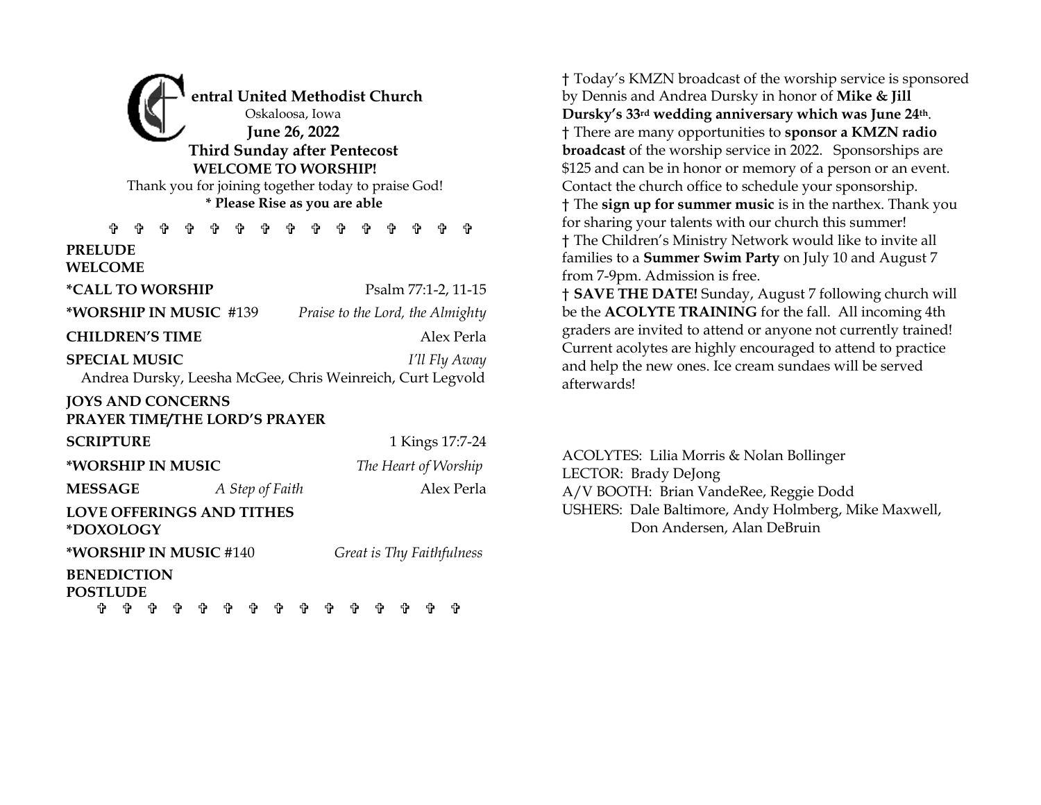# Central United Methodist Church

Oskaloosa, Iowa

**June 26, 2022**

**Third Sunday after Pentecost**

**WELCOME TO WORSHIP!**

Thank you for joining together today to praise God!

**\* Please Rise as you are able**

✞ ✞ ✞ ✞ ✞ ✞ ✞ ✞ ✞ ✞ ✞ ✞ ✞ ✞ ✞

**PRELUDE**

**WELCOME**

**\*CALL TO WORSHIP** — Psalm 77:1-2, 11-15

**\*WORSHIP IN MUSIC** #139 — *Praise to the Lord, the Almighty*

**CHILDREN'S TIME** — Alex Perla

**SPECIAL MUSIC** — *I'll Fly Away*

Andrea Dursky, Leesha McGee, Chris Weinreich, Curt Legvold

**JOYS AND CONCERNS**

**PRAYER TIME/THE LORD'S PRAYER**

**SCRIPTURE** — 1 Kings 17:7-24

**\*WORSHIP IN MUSIC** — *The Heart of Worship*

**MESSAGE** — *A Step of Faith* — Alex Perla

**LOVE OFFERINGS AND TITHES**

**\*DOXOLOGY**

**\*WORSHIP IN MUSIC** #140 — *Great is Thy Faithfulness*

**BENEDICTION**

**POSTLUDE**

✞ ✞ ✞ ✞ ✞ ✞ ✞ ✞ ✞ ✞ ✞ ✞ ✞ ✞ ✞

† Today's KMZN broadcast of the worship service is sponsored by Dennis and Andrea Dursky in honor of **Mike & Jill Dursky's 33rd wedding anniversary which was June 24th**.

† There are many opportunities to **sponsor a KMZN radio broadcast** of the worship service in 2022. Sponsorships are $125 and can be in honor or memory of a person or an event. Contact the church office to schedule your sponsorship.

† The **sign up for summer music** is in the narthex. Thank you for sharing your talents with our church this summer!

† The Children's Ministry Network would like to invite all families to a **Summer Swim Party** on July 10 and August 7 from 7-9pm. Admission is free.

† **SAVE THE DATE!** Sunday, August 7 following church will be the **ACOLYTE TRAINING** for the fall. All incoming 4th graders are invited to attend or anyone not currently trained! Current acolytes are highly encouraged to attend to practice and help the new ones. Ice cream sundaes will be served afterwards!

ACOLYTES: Lilia Morris & Nolan Bollinger

LECTOR: Brady DeJong

A/V BOOTH: Brian VandeRee, Reggie Dodd

USHERS: Dale Baltimore, Andy Holmberg, Mike Maxwell, Don Andersen, Alan DeBruin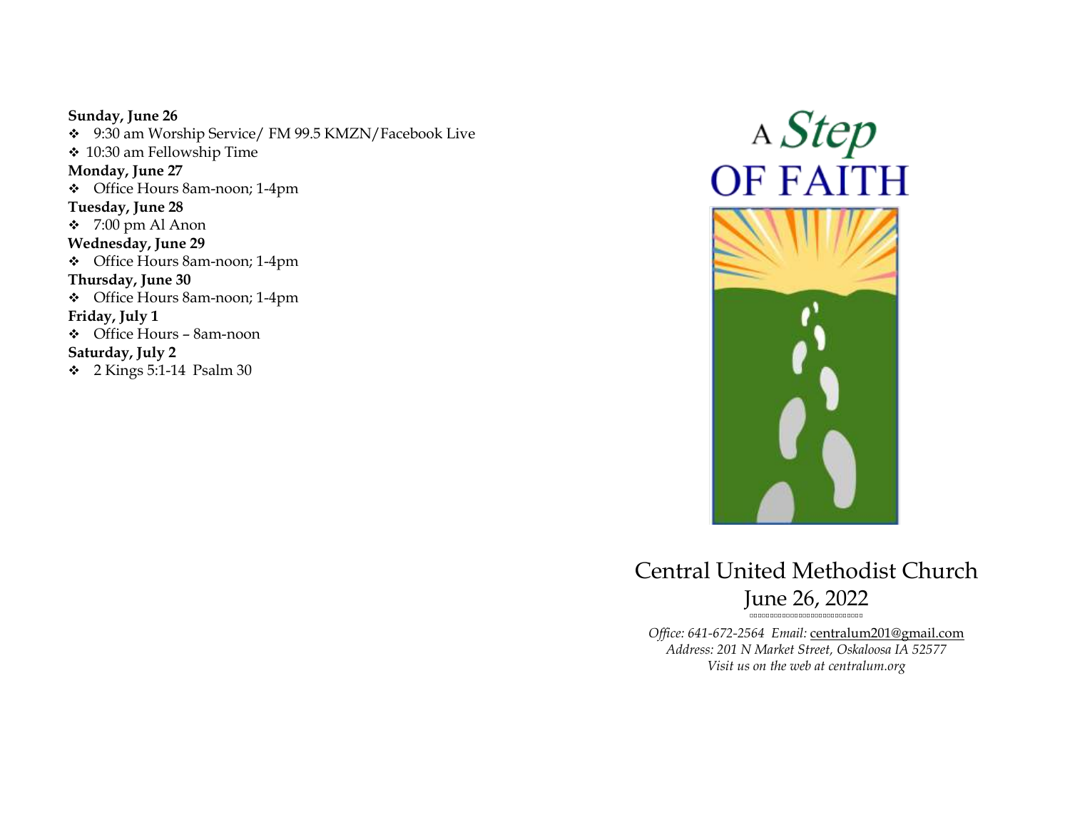**Sunday, June 26**

- 9:30 am Worship Service/ FM 99.5 KMZN/Facebook Live
- 10:30 am Fellowship Time

**Monday, June 27**

- Office Hours 8am-noon; 1-4pm

**Tuesday, June 28**

- 7:00 pm Al Anon

**Wednesday, June 29**

- Office Hours 8am-noon; 1-4pm

**Thursday, June 30**

- Office Hours 8am-noon; 1-4pm

**Friday, July 1**

- Office Hours – 8am-noon

**Saturday, July 2**

- 2 Kings 5:1-14 Psalm 30

A *Step* OF FAITH

# Central United Methodist Church

June 26, 2022

*Office: 641-672-2564 Email:* centralum201@gmail.com
*Address: 201 N Market Street, Oskaloosa IA 52577*
*Visit us on the web at centralum.org*